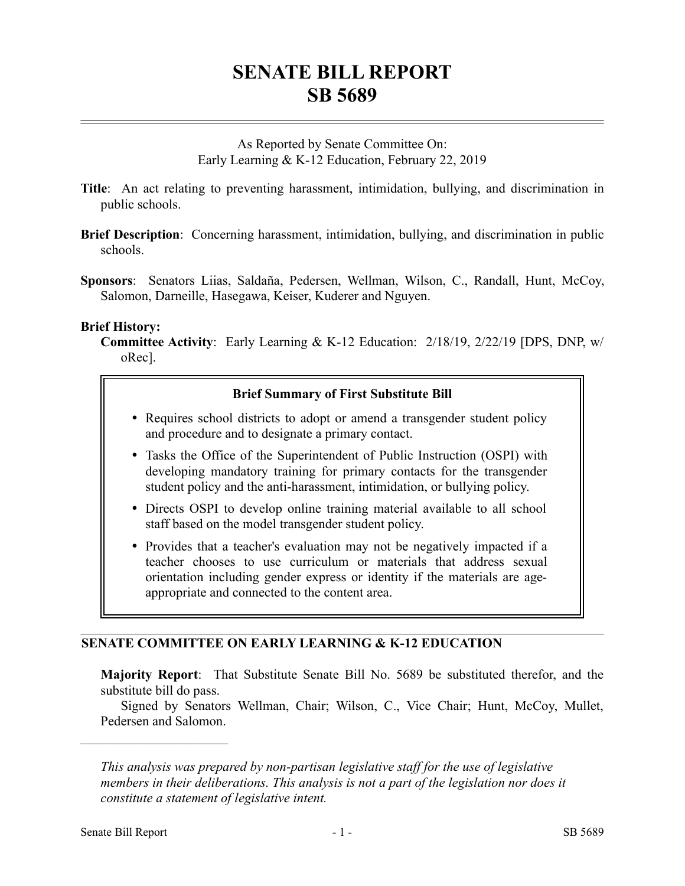# SENATE BILL REPORT
# SB 5689

As Reported by Senate Committee On:
Early Learning & K-12 Education, February 22, 2019

**Title**: An act relating to preventing harassment, intimidation, bullying, and discrimination in public schools.

**Brief Description**: Concerning harassment, intimidation, bullying, and discrimination in public schools.

**Sponsors**: Senators Liias, Saldaña, Pedersen, Wellman, Wilson, C., Randall, Hunt, McCoy, Salomon, Darneille, Hasegawa, Keiser, Kuderer and Nguyen.

**Brief History:**

**Committee Activity**: Early Learning & K-12 Education: 2/18/19, 2/22/19 [DPS, DNP, w/oRec].

> **Brief Summary of First Substitute Bill**
>
> - Requires school districts to adopt or amend a transgender student policy and procedure and to designate a primary contact.
> - Tasks the Office of the Superintendent of Public Instruction (OSPI) with developing mandatory training for primary contacts for the transgender student policy and the anti-harassment, intimidation, or bullying policy.
> - Directs OSPI to develop online training material available to all school staff based on the model transgender student policy.
> - Provides that a teacher's evaluation may not be negatively impacted if a teacher chooses to use curriculum or materials that address sexual orientation including gender express or identity if the materials are age-appropriate and connected to the content area.

## SENATE COMMITTEE ON EARLY LEARNING & K-12 EDUCATION

**Majority Report**: That Substitute Senate Bill No. 5689 be substituted therefor, and the substitute bill do pass.

Signed by Senators Wellman, Chair; Wilson, C., Vice Chair; Hunt, McCoy, Mullet, Pedersen and Salomon.

---

*This analysis was prepared by non-partisan legislative staff for the use of legislative members in their deliberations. This analysis is not a part of the legislation nor does it constitute a statement of legislative intent.*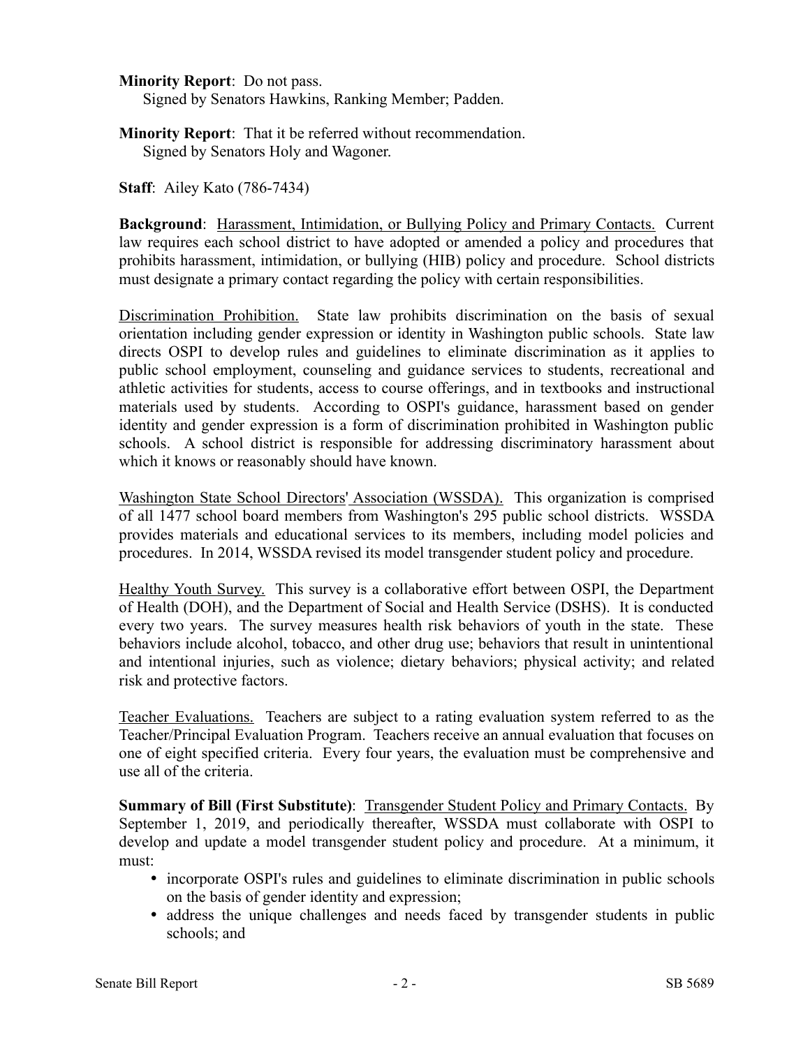**Minority Report**: Do not pass.
Signed by Senators Hawkins, Ranking Member; Padden.

**Minority Report**: That it be referred without recommendation.
Signed by Senators Holy and Wagoner.

**Staff**: Ailey Kato (786-7434)

**Background**: Harassment, Intimidation, or Bullying Policy and Primary Contacts. Current law requires each school district to have adopted or amended a policy and procedures that prohibits harassment, intimidation, or bullying (HIB) policy and procedure. School districts must designate a primary contact regarding the policy with certain responsibilities.

Discrimination Prohibition. State law prohibits discrimination on the basis of sexual orientation including gender expression or identity in Washington public schools. State law directs OSPI to develop rules and guidelines to eliminate discrimination as it applies to public school employment, counseling and guidance services to students, recreational and athletic activities for students, access to course offerings, and in textbooks and instructional materials used by students. According to OSPI's guidance, harassment based on gender identity and gender expression is a form of discrimination prohibited in Washington public schools. A school district is responsible for addressing discriminatory harassment about which it knows or reasonably should have known.

Washington State School Directors' Association (WSSDA). This organization is comprised of all 1477 school board members from Washington's 295 public school districts. WSSDA provides materials and educational services to its members, including model policies and procedures. In 2014, WSSDA revised its model transgender student policy and procedure.

Healthy Youth Survey. This survey is a collaborative effort between OSPI, the Department of Health (DOH), and the Department of Social and Health Service (DSHS). It is conducted every two years. The survey measures health risk behaviors of youth in the state. These behaviors include alcohol, tobacco, and other drug use; behaviors that result in unintentional and intentional injuries, such as violence; dietary behaviors; physical activity; and related risk and protective factors.

Teacher Evaluations. Teachers are subject to a rating evaluation system referred to as the Teacher/Principal Evaluation Program. Teachers receive an annual evaluation that focuses on one of eight specified criteria. Every four years, the evaluation must be comprehensive and use all of the criteria.

**Summary of Bill (First Substitute)**: Transgender Student Policy and Primary Contacts. By September 1, 2019, and periodically thereafter, WSSDA must collaborate with OSPI to develop and update a model transgender student policy and procedure. At a minimum, it must:

- incorporate OSPI's rules and guidelines to eliminate discrimination in public schools on the basis of gender identity and expression;
- address the unique challenges and needs faced by transgender students in public schools; and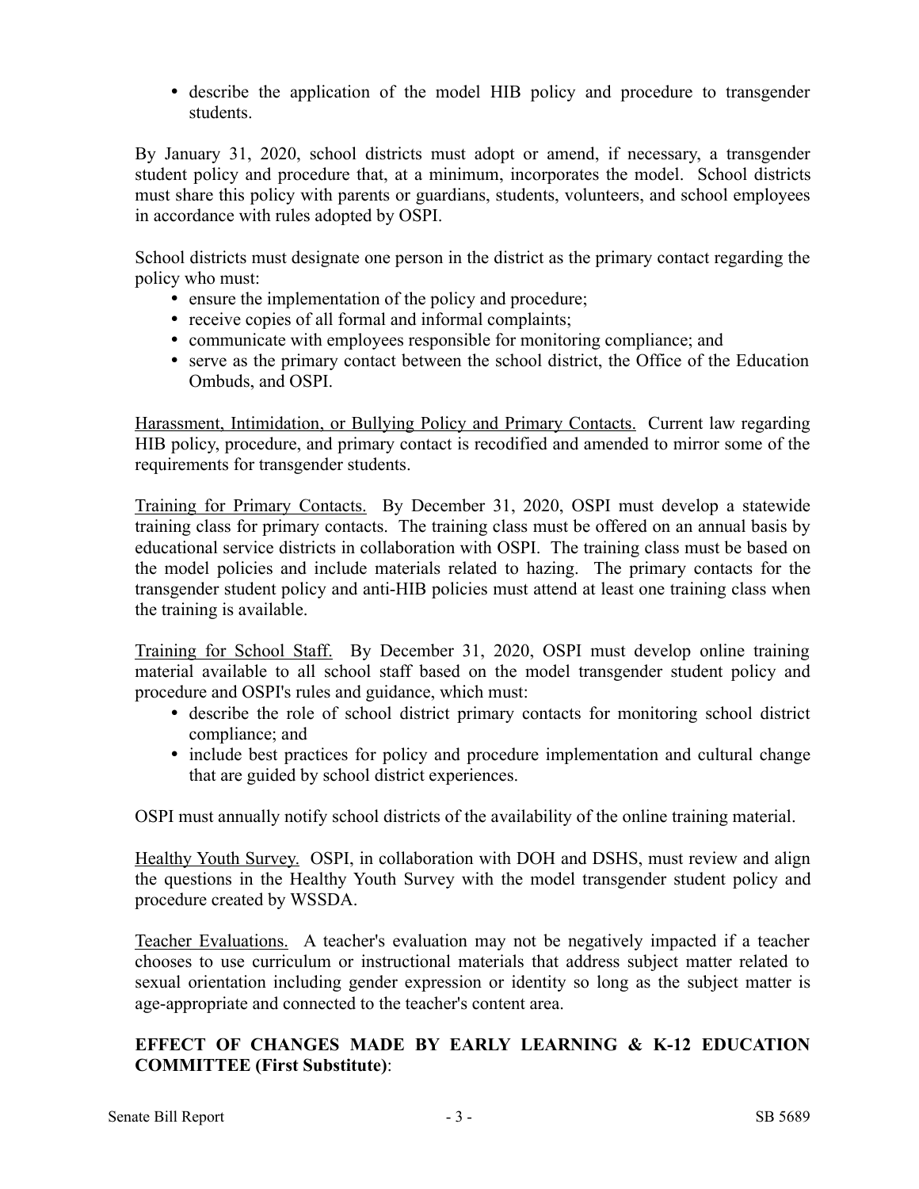- describe the application of the model HIB policy and procedure to transgender students.

By January 31, 2020, school districts must adopt or amend, if necessary, a transgender student policy and procedure that, at a minimum, incorporates the model. School districts must share this policy with parents or guardians, students, volunteers, and school employees in accordance with rules adopted by OSPI.

School districts must designate one person in the district as the primary contact regarding the policy who must:

- ensure the implementation of the policy and procedure;
- receive copies of all formal and informal complaints;
- communicate with employees responsible for monitoring compliance; and
- serve as the primary contact between the school district, the Office of the Education Ombuds, and OSPI.

Harassment, Intimidation, or Bullying Policy and Primary Contacts. Current law regarding HIB policy, procedure, and primary contact is recodified and amended to mirror some of the requirements for transgender students.

Training for Primary Contacts. By December 31, 2020, OSPI must develop a statewide training class for primary contacts. The training class must be offered on an annual basis by educational service districts in collaboration with OSPI. The training class must be based on the model policies and include materials related to hazing. The primary contacts for the transgender student policy and anti-HIB policies must attend at least one training class when the training is available.

Training for School Staff. By December 31, 2020, OSPI must develop online training material available to all school staff based on the model transgender student policy and procedure and OSPI's rules and guidance, which must:

- describe the role of school district primary contacts for monitoring school district compliance; and
- include best practices for policy and procedure implementation and cultural change that are guided by school district experiences.

OSPI must annually notify school districts of the availability of the online training material.

Healthy Youth Survey. OSPI, in collaboration with DOH and DSHS, must review and align the questions in the Healthy Youth Survey with the model transgender student policy and procedure created by WSSDA.

Teacher Evaluations. A teacher's evaluation may not be negatively impacted if a teacher chooses to use curriculum or instructional materials that address subject matter related to sexual orientation including gender expression or identity so long as the subject matter is age-appropriate and connected to the teacher's content area.

**EFFECT OF CHANGES MADE BY EARLY LEARNING & K-12 EDUCATION COMMITTEE (First Substitute)**: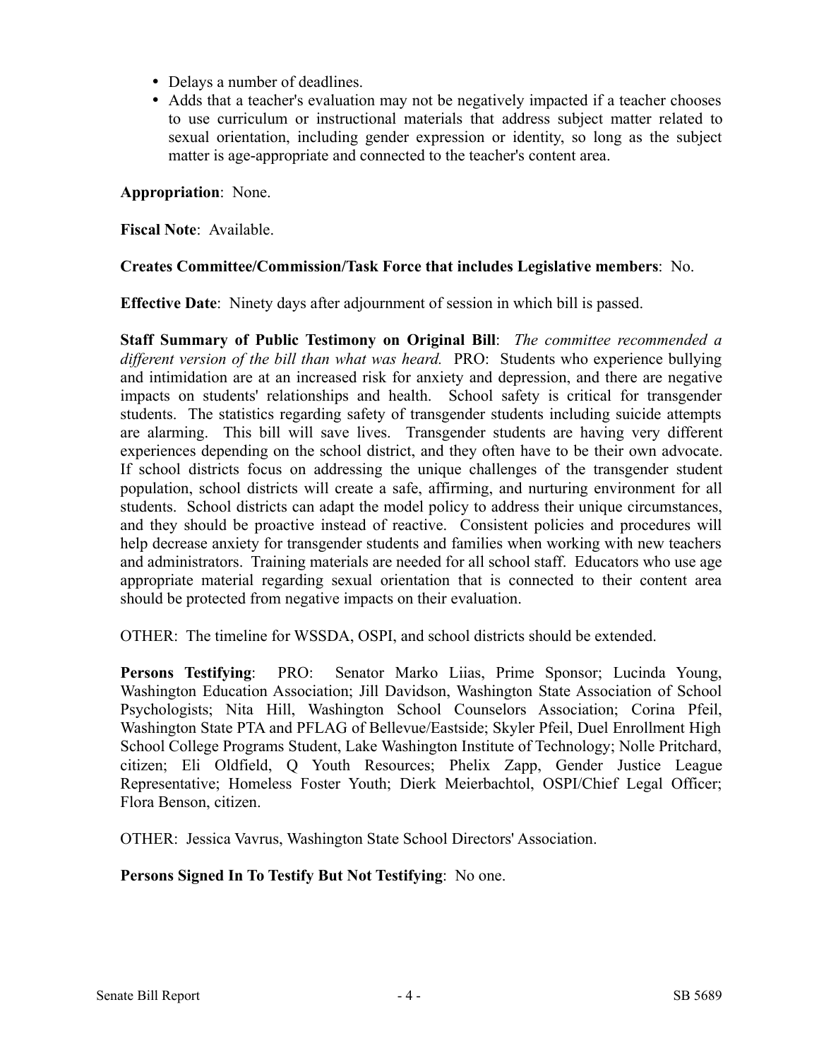- Delays a number of deadlines.
- Adds that a teacher's evaluation may not be negatively impacted if a teacher chooses to use curriculum or instructional materials that address subject matter related to sexual orientation, including gender expression or identity, so long as the subject matter is age-appropriate and connected to the teacher's content area.

**Appropriation**: None.

**Fiscal Note**: Available.

**Creates Committee/Commission/Task Force that includes Legislative members**: No.

**Effective Date**: Ninety days after adjournment of session in which bill is passed.

**Staff Summary of Public Testimony on Original Bill**: *The committee recommended a different version of the bill than what was heard.* PRO: Students who experience bullying and intimidation are at an increased risk for anxiety and depression, and there are negative impacts on students' relationships and health. School safety is critical for transgender students. The statistics regarding safety of transgender students including suicide attempts are alarming. This bill will save lives. Transgender students are having very different experiences depending on the school district, and they often have to be their own advocate. If school districts focus on addressing the unique challenges of the transgender student population, school districts will create a safe, affirming, and nurturing environment for all students. School districts can adapt the model policy to address their unique circumstances, and they should be proactive instead of reactive. Consistent policies and procedures will help decrease anxiety for transgender students and families when working with new teachers and administrators. Training materials are needed for all school staff. Educators who use age appropriate material regarding sexual orientation that is connected to their content area should be protected from negative impacts on their evaluation.

OTHER: The timeline for WSSDA, OSPI, and school districts should be extended.

**Persons Testifying**: PRO: Senator Marko Liias, Prime Sponsor; Lucinda Young, Washington Education Association; Jill Davidson, Washington State Association of School Psychologists; Nita Hill, Washington School Counselors Association; Corina Pfeil, Washington State PTA and PFLAG of Bellevue/Eastside; Skyler Pfeil, Duel Enrollment High School College Programs Student, Lake Washington Institute of Technology; Nolle Pritchard, citizen; Eli Oldfield, Q Youth Resources; Phelix Zapp, Gender Justice League Representative; Homeless Foster Youth; Dierk Meierbachtol, OSPI/Chief Legal Officer; Flora Benson, citizen.

OTHER: Jessica Vavrus, Washington State School Directors' Association.

**Persons Signed In To Testify But Not Testifying**: No one.